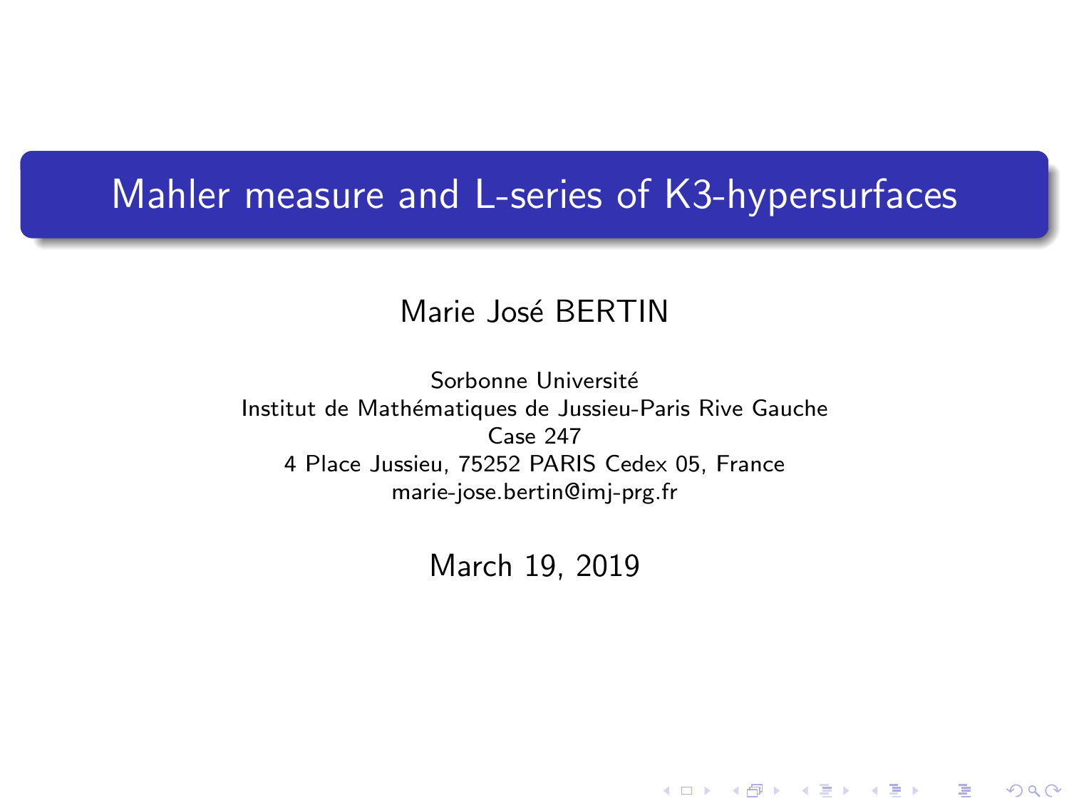# Mahler measure and L-series of K3-hypersurfaces

Marie José BERTIN

Sorbonne Université  
Institut de Mathématiques de Jussieu-Paris Rive Gauche  
Case 247  
4 Place Jussieu, 75252 PARIS Cedex 05, France  
marie-jose.bertin@imj-prg.fr

March 19, 2019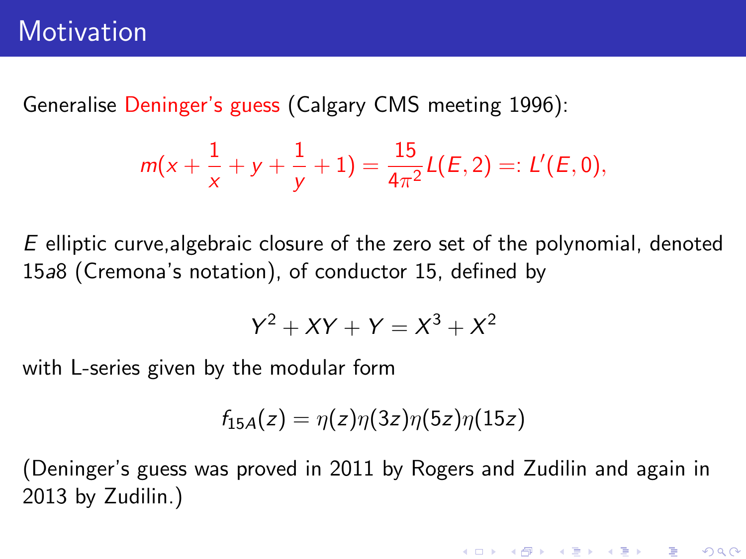# Motivation

Generalise Deninger's guess (Calgary CMS meeting 1996):

$$m(x + \frac{1}{x} + y + \frac{1}{y} + 1) = \frac{15}{4\pi^2} L(E, 2) =: L'(E, 0),$$

$E$ elliptic curve,algebraic closure of the zero set of the polynomial, denoted $15a8$ (Cremona's notation), of conductor 15, defined by

$$Y^2 + XY + Y = X^3 + X^2$$

with L-series given by the modular form

$$f_{15A}(z) = \eta(z)\eta(3z)\eta(5z)\eta(15z)$$

(Deninger's guess was proved in 2011 by Rogers and Zudilin and again in 2013 by Zudilin.)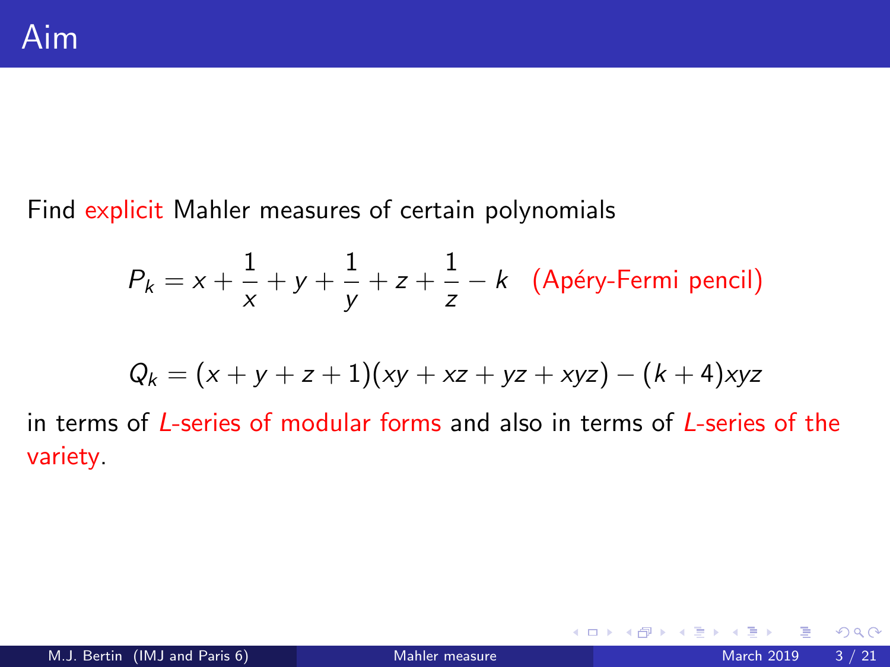# Aim

Find explicit Mahler measures of certain polynomials

$$P_k = x + \frac{1}{x} + y + \frac{1}{y} + z + \frac{1}{z} - k \quad \text{(Apéry-Fermi pencil)}$$

$$Q_k = (x + y + z + 1)(xy + xz + yz + xyz) - (k + 4)xyz$$

in terms of $L$-series of modular forms and also in terms of $L$-series of the variety.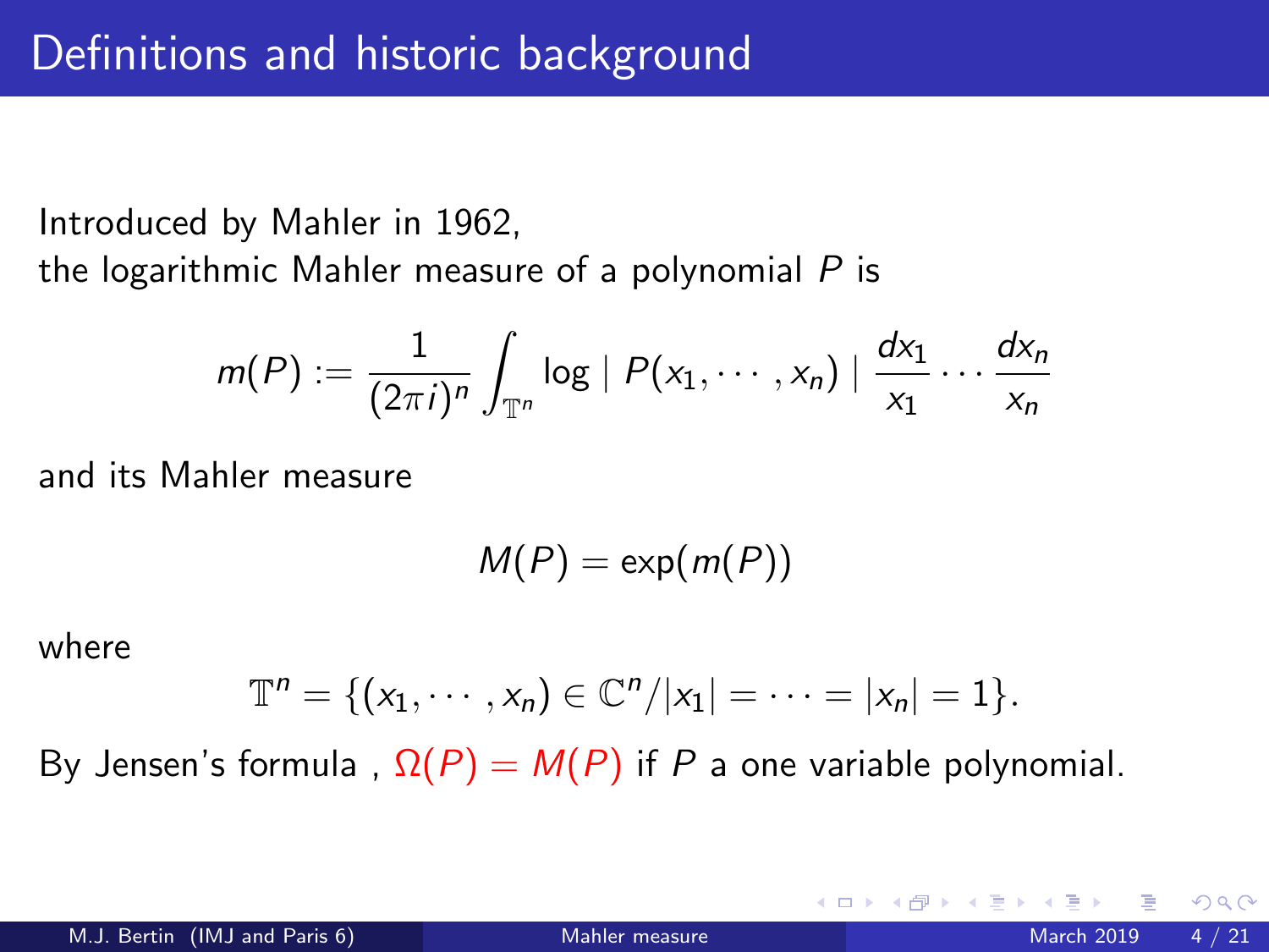# Definitions and historic background

Introduced by Mahler in 1962,
the logarithmic Mahler measure of a polynomial $P$ is

$$m(P) := \frac{1}{(2\pi i)^n} \int_{\mathbb{T}^n} \log \mid P(x_1, \cdots, x_n) \mid \frac{dx_1}{x_1} \cdots \frac{dx_n}{x_n}$$

and its Mahler measure

$$M(P) = \exp(m(P))$$

where

$$\mathbb{T}^n = \{(x_1, \cdots, x_n) \in \mathbb{C}^n / |x_1| = \cdots = |x_n| = 1\}.$$

By Jensen's formula , $\Omega(P) = M(P)$ if $P$ a one variable polynomial.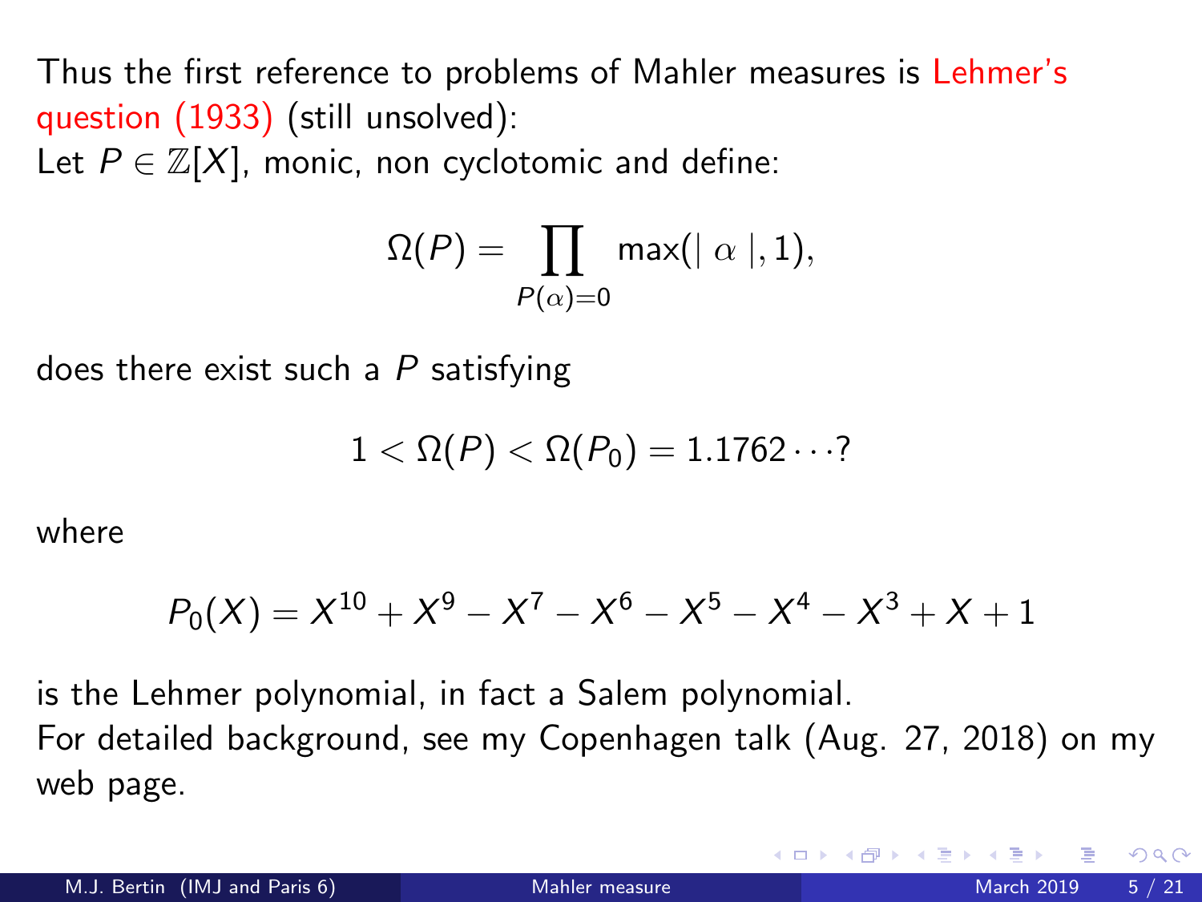Thus the first reference to problems of Mahler measures is Lehmer's question (1933) (still unsolved):
Let $P \in \mathbb{Z}[X]$, monic, non cyclotomic and define:

$$\Omega(P) = \prod_{P(\alpha)=0} \max(| \alpha |, 1),$$

does there exist such a $P$ satisfying

$$1 < \Omega(P) < \Omega(P_0) = 1.1762\cdots?$$

where

$$P_0(X) = X^{10} + X^9 - X^7 - X^6 - X^5 - X^4 - X^3 + X + 1$$

is the Lehmer polynomial, in fact a Salem polynomial.
For detailed background, see my Copenhagen talk (Aug. 27, 2018) on my web page.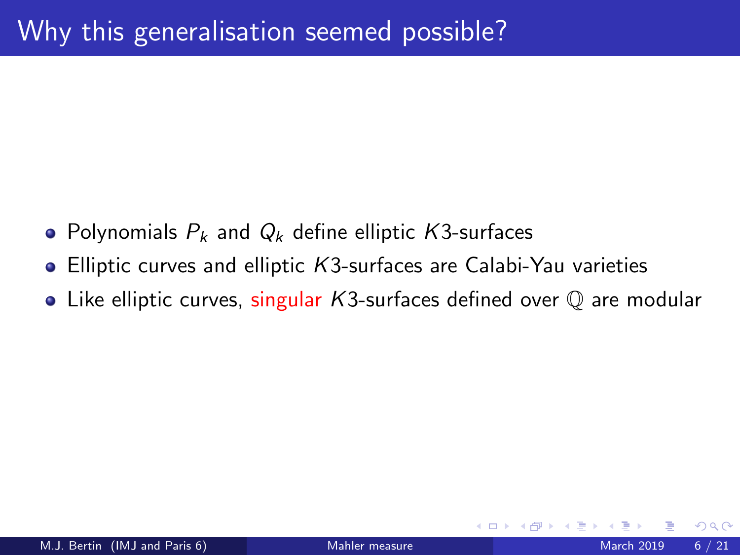# Why this generalisation seemed possible?

- Polynomials $P_k$ and $Q_k$ define elliptic $K3$-surfaces
- Elliptic curves and elliptic $K3$-surfaces are Calabi-Yau varieties
- Like elliptic curves, singular $K3$-surfaces defined over $\mathbb{Q}$ are modular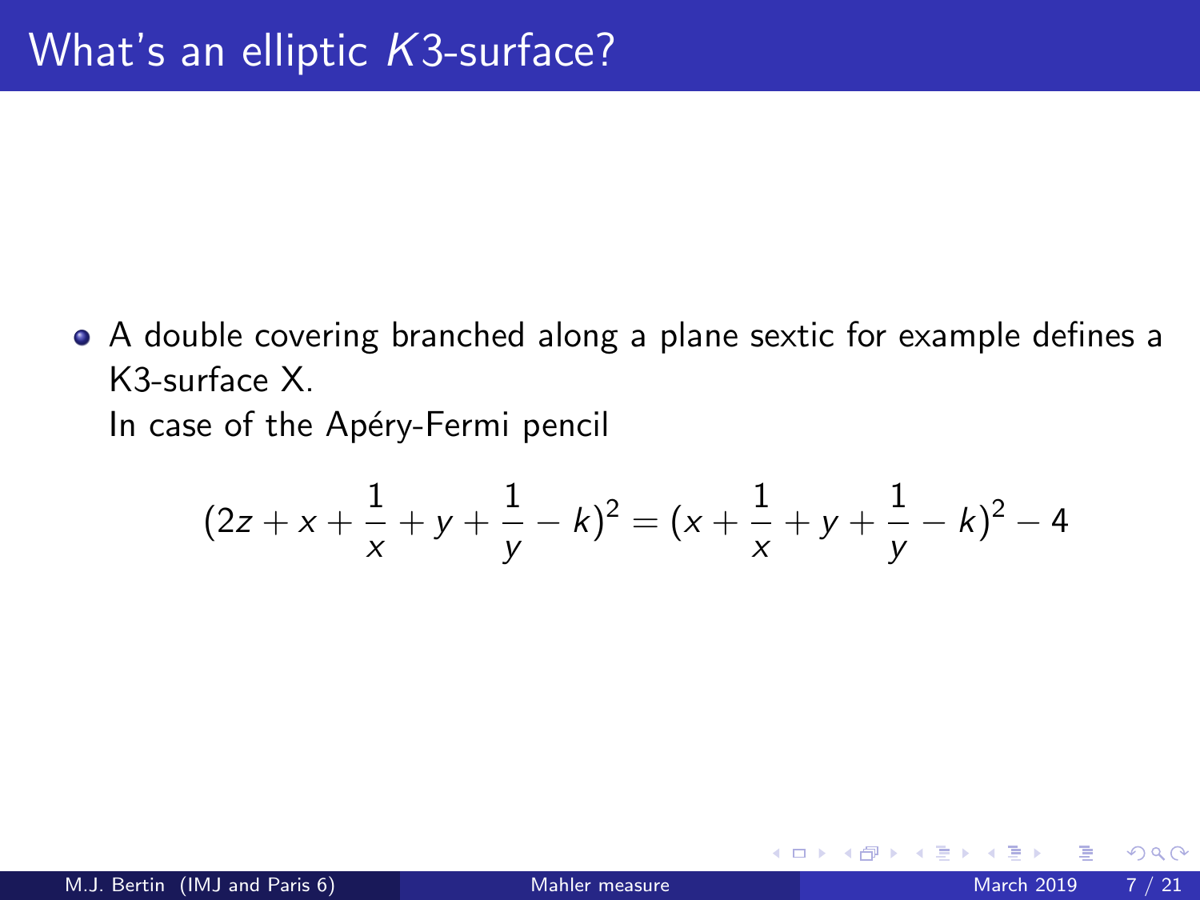# What's an elliptic $K3$-surface?

- A double covering branched along a plane sextic for example defines a K3-surface X.
  In case of the Apéry-Fermi pencil

$$(2z + x + \frac{1}{x} + y + \frac{1}{y} - k)^2 = (x + \frac{1}{x} + y + \frac{1}{y} - k)^2 - 4$$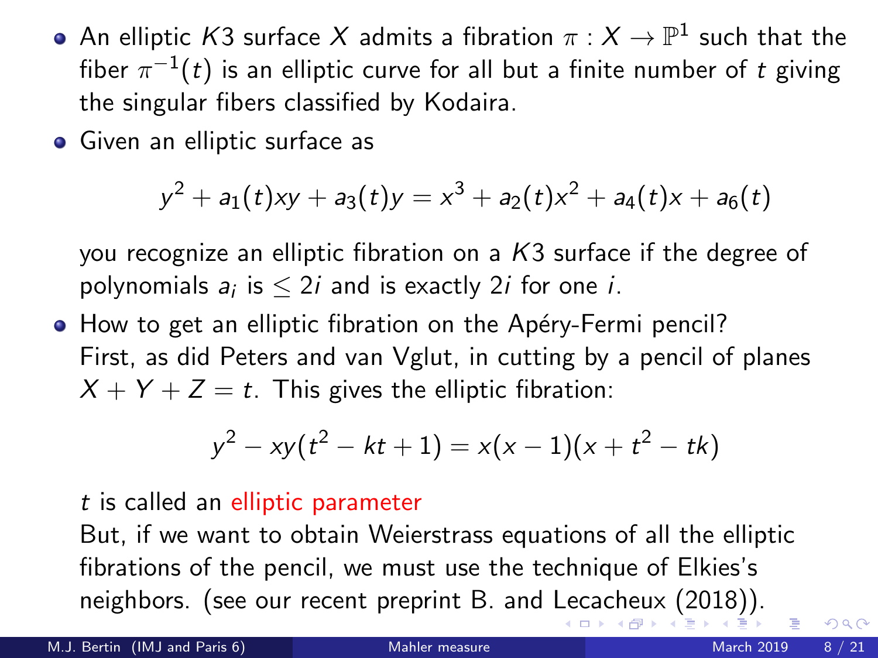- An elliptic $K3$ surface $X$ admits a fibration $\pi : X \rightarrow \mathbb{P}^1$ such that the fiber $\pi^{-1}(t)$ is an elliptic curve for all but a finite number of $t$ giving the singular fibers classified by Kodaira.
- Given an elliptic surface as

$$y^2 + a_1(t)xy + a_3(t)y = x^3 + a_2(t)x^2 + a_4(t)x + a_6(t)$$

  you recognize an elliptic fibration on a $K3$ surface if the degree of polynomials $a_i$ is $\leq 2i$ and is exactly $2i$ for one $i$.
- How to get an elliptic fibration on the Apéry-Fermi pencil? First, as did Peters and van Vglut, in cutting by a pencil of planes $X + Y + Z = t$. This gives the elliptic fibration:

$$y^2 - xy(t^2 - kt + 1) = x(x-1)(x + t^2 - tk)$$

  $t$ is called an elliptic parameter
  But, if we want to obtain Weierstrass equations of all the elliptic fibrations of the pencil, we must use the technique of Elkies's neighbors. (see our recent preprint B. and Lecacheux (2018)).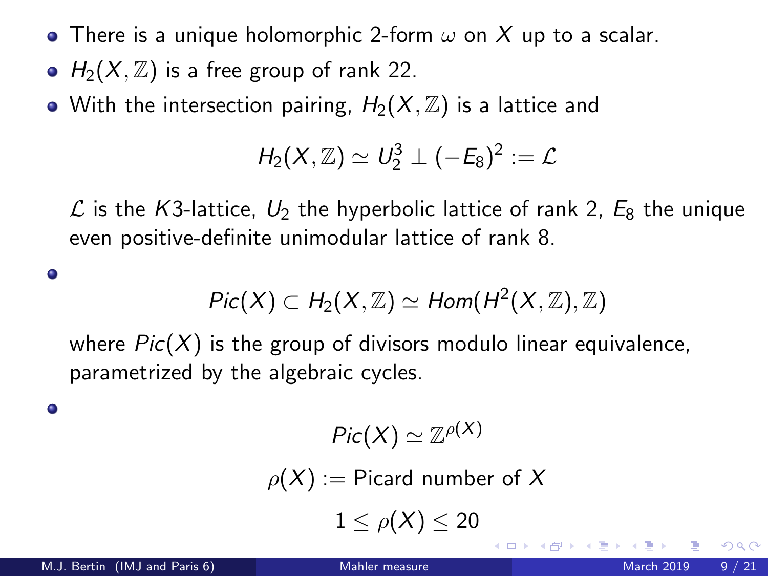- There is a unique holomorphic 2-form $\omega$ on $X$ up to a scalar.
- $H_2(X, \mathbb{Z})$ is a free group of rank 22.
- With the intersection pairing, $H_2(X, \mathbb{Z})$ is a lattice and

  $$H_2(X, \mathbb{Z}) \simeq U_2^3 \perp (-E_8)^2 := \mathcal{L}$$

  $\mathcal{L}$ is the $K3$-lattice, $U_2$ the hyperbolic lattice of rank 2, $E_8$ the unique even positive-definite unimodular lattice of rank 8.

- $$Pic(X) \subset H_2(X, \mathbb{Z}) \simeq Hom(H^2(X, \mathbb{Z}), \mathbb{Z})$$

  where $Pic(X)$ is the group of divisors modulo linear equivalence, parametrized by the algebraic cycles.

- $$Pic(X) \simeq \mathbb{Z}^{\rho(X)}$$

  $$\rho(X) := \text{Picard number of } X$$

  $$1 \leq \rho(X) \leq 20$$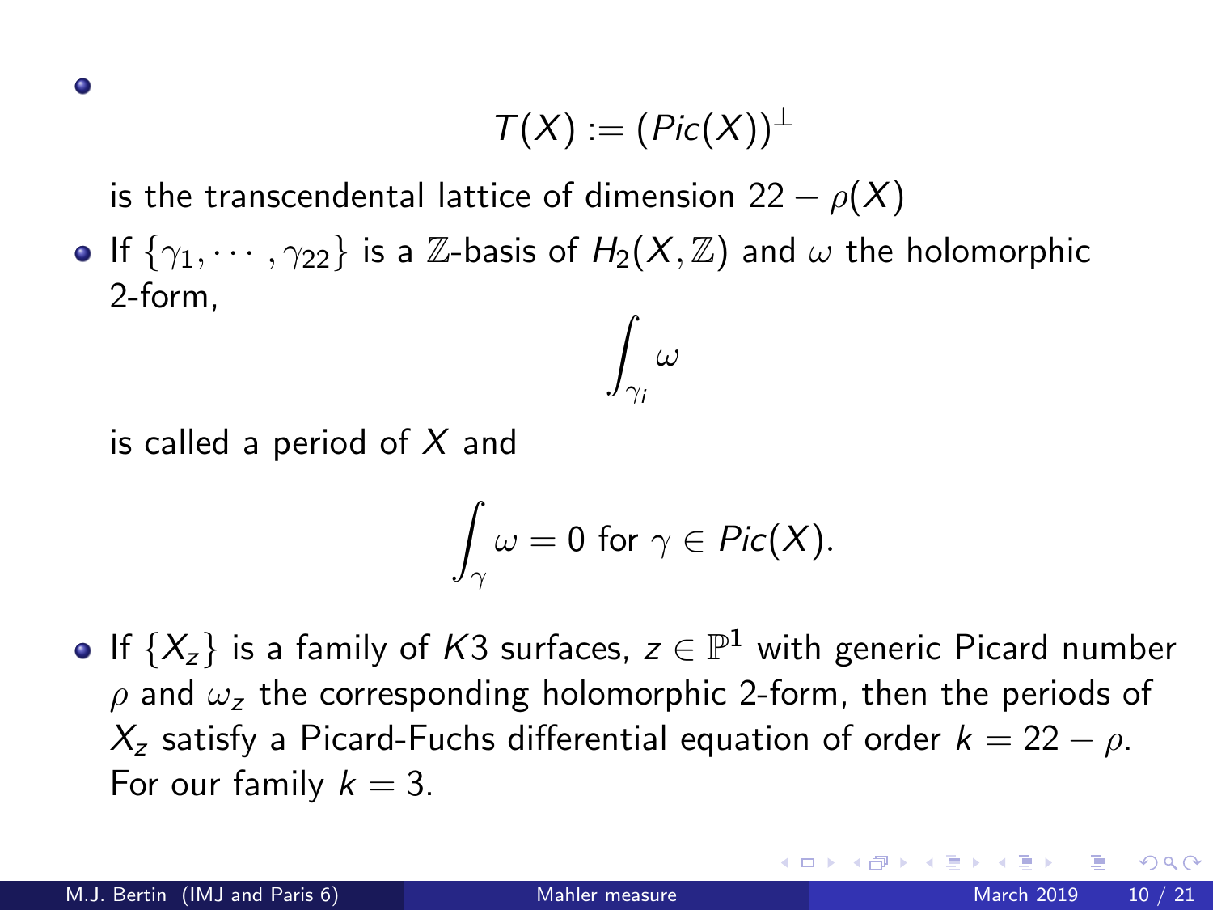- $$T(X) := (Pic(X))^{\perp}$$

  is the transcendental lattice of dimension $22 - \rho(X)$
- If $\{\gamma_1, \cdots, \gamma_{22}\}$ is a $\mathbb{Z}$-basis of $H_2(X, \mathbb{Z})$ and $\omega$ the holomorphic 2-form,

  $$\int_{\gamma_i} \omega$$

  is called a period of $X$ and

  $$\int_{\gamma} \omega = 0 \text{ for } \gamma \in Pic(X).$$

- If $\{X_z\}$ is a family of $K3$ surfaces, $z \in \mathbb{P}^1$ with generic Picard number $\rho$ and $\omega_z$ the corresponding holomorphic 2-form, then the periods of $X_z$ satisfy a Picard-Fuchs differential equation of order $k = 22 - \rho$. For our family $k = 3$.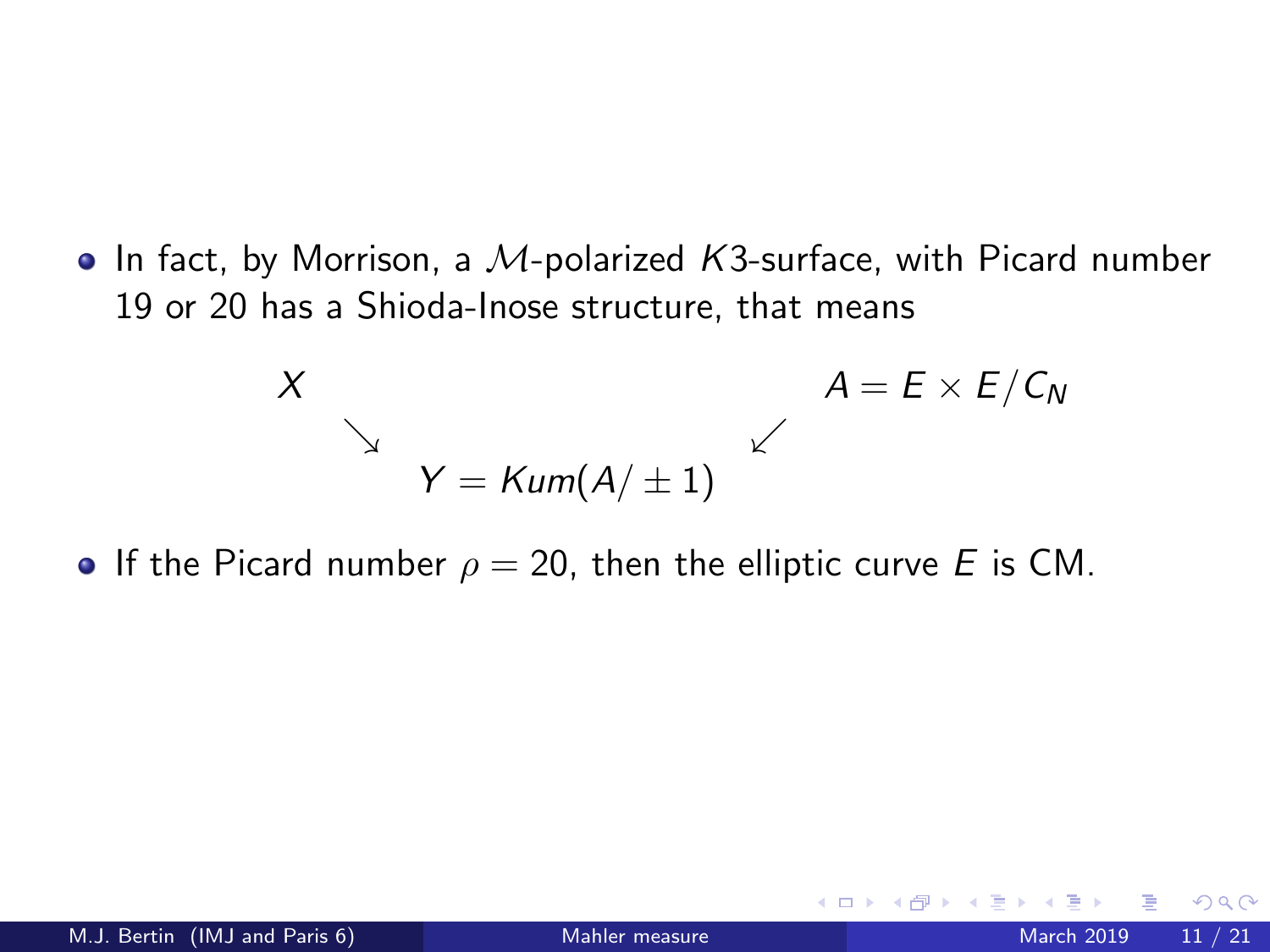- In fact, by Morrison, a $\mathcal{M}$-polarized $K3$-surface, with Picard number 19 or 20 has a Shioda-Inose structure, that means

$$\begin{array}{ccccc} X & & & & A = E \times E/C_N \\ & \searrow & & \swarrow & \\ & & Y = Kum(A/\pm 1) & & \end{array}$$

- If the Picard number $\rho = 20$, then the elliptic curve $E$ is CM.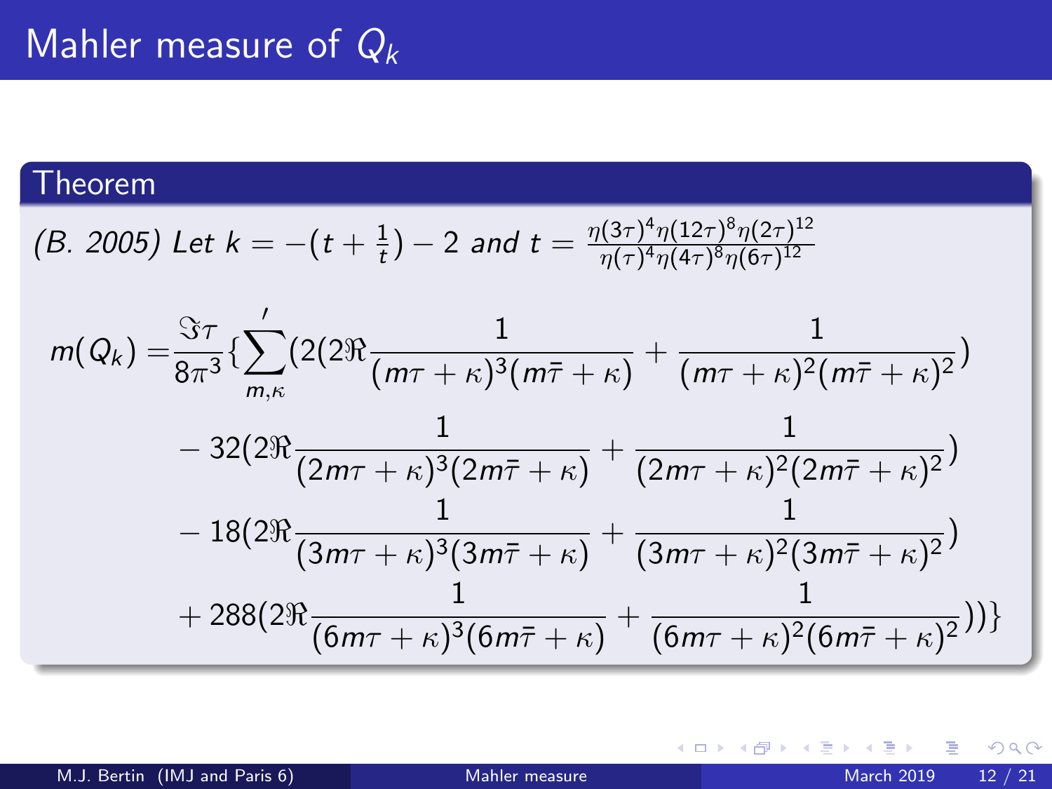# Mahler measure of $Q_k$

## Theorem

*(B. 2005) Let* $k = -(t + \frac{1}{t}) - 2$ *and* $t = \frac{\eta(3\tau)^4\eta(12\tau)^8\eta(2\tau)^{12}}{\eta(\tau)^4\eta(4\tau)^8\eta(6\tau)^{12}}$

$$
\begin{aligned}
m(Q_k) =& \frac{\Im\tau}{8\pi^3}\{\sum_{m,\kappa}{}' (2(2\Re\frac{1}{(m\tau+\kappa)^3(m\bar{\tau}+\kappa)} + \frac{1}{(m\tau+\kappa)^2(m\bar{\tau}+\kappa)^2}) \\
& - 32(2\Re\frac{1}{(2m\tau+\kappa)^3(2m\bar{\tau}+\kappa)} + \frac{1}{(2m\tau+\kappa)^2(2m\bar{\tau}+\kappa)^2}) \\
& - 18(2\Re\frac{1}{(3m\tau+\kappa)^3(3m\bar{\tau}+\kappa)} + \frac{1}{(3m\tau+\kappa)^2(3m\bar{\tau}+\kappa)^2}) \\
& + 288(2\Re\frac{1}{(6m\tau+\kappa)^3(6m\bar{\tau}+\kappa)} + \frac{1}{(6m\tau+\kappa)^2(6m\bar{\tau}+\kappa)^2}))\}
\end{aligned}
$$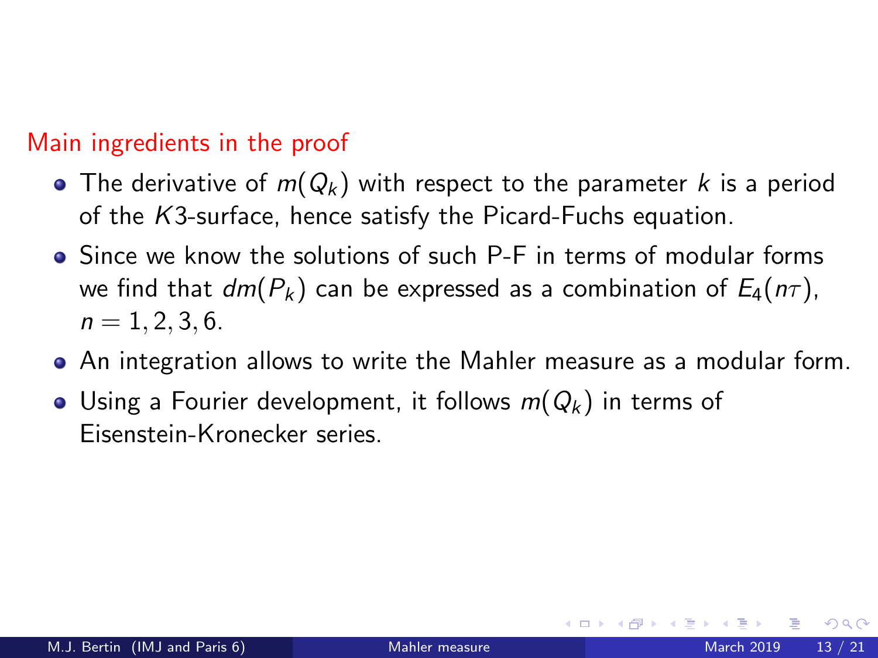## Main ingredients in the proof

- The derivative of $m(Q_k)$ with respect to the parameter $k$ is a period of the $K3$-surface, hence satisfy the Picard-Fuchs equation.
- Since we know the solutions of such P-F in terms of modular forms we find that $dm(P_k)$ can be expressed as a combination of $E_4(n\tau)$, $n = 1, 2, 3, 6$.
- An integration allows to write the Mahler measure as a modular form.
- Using a Fourier development, it follows $m(Q_k)$ in terms of Eisenstein-Kronecker series.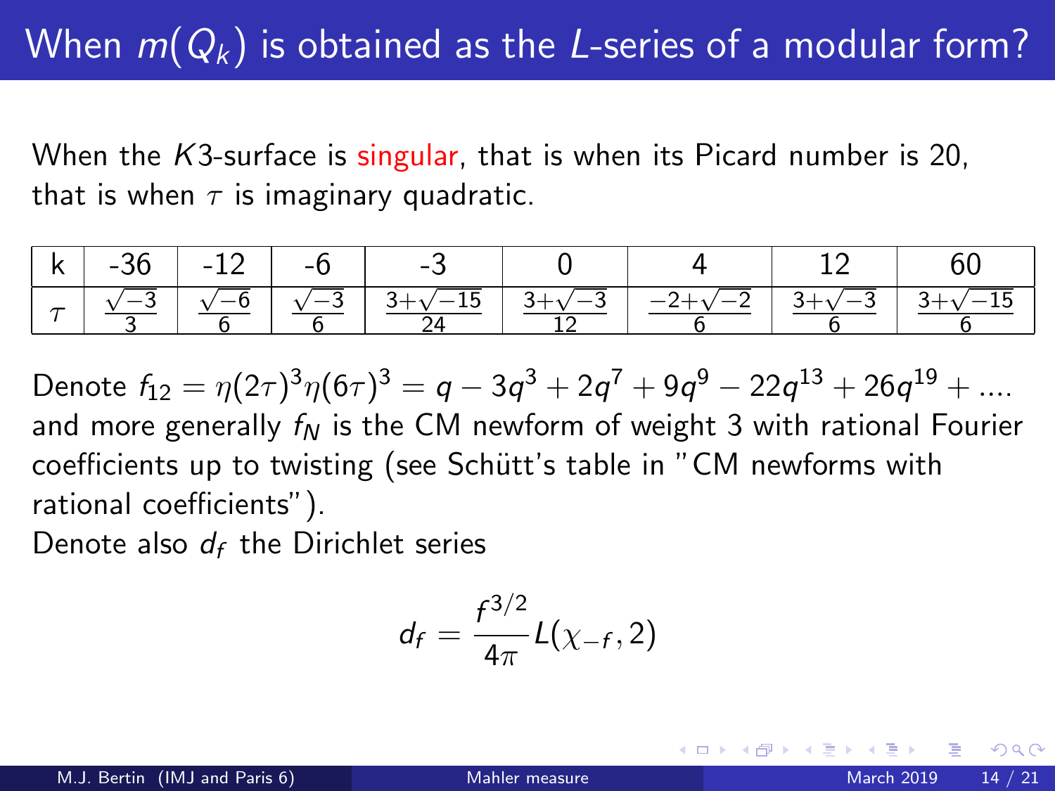# When $m(Q_k)$ is obtained as the $L$-series of a modular form?

When the $K3$-surface is singular, that is when its Picard number is 20, that is when $\tau$ is imaginary quadratic.

| k | -36 | -12 | -6 | -3 | 0 | 4 | 12 | 60 |
|---|---|---|---|---|---|---|---|---|
| $\tau$ | $\frac{\sqrt{-3}}{3}$ | $\frac{\sqrt{-6}}{6}$ | $\frac{\sqrt{-3}}{6}$ | $\frac{3+\sqrt{-15}}{24}$ | $\frac{3+\sqrt{-3}}{12}$ | $\frac{-2+\sqrt{-2}}{6}$ | $\frac{3+\sqrt{-3}}{6}$ | $\frac{3+\sqrt{-15}}{6}$ |

Denote $f_{12} = \eta(2\tau)^3\eta(6\tau)^3 = q - 3q^3 + 2q^7 + 9q^9 - 22q^{13} + 26q^{19} + \dots$ and more generally $f_N$ is the CM newform of weight 3 with rational Fourier coefficients up to twisting (see Schütt's table in "CM newforms with rational coefficients").

Denote also $d_f$ the Dirichlet series

$$d_f = \frac{f^{3/2}}{4\pi} L(\chi_{-f}, 2)$$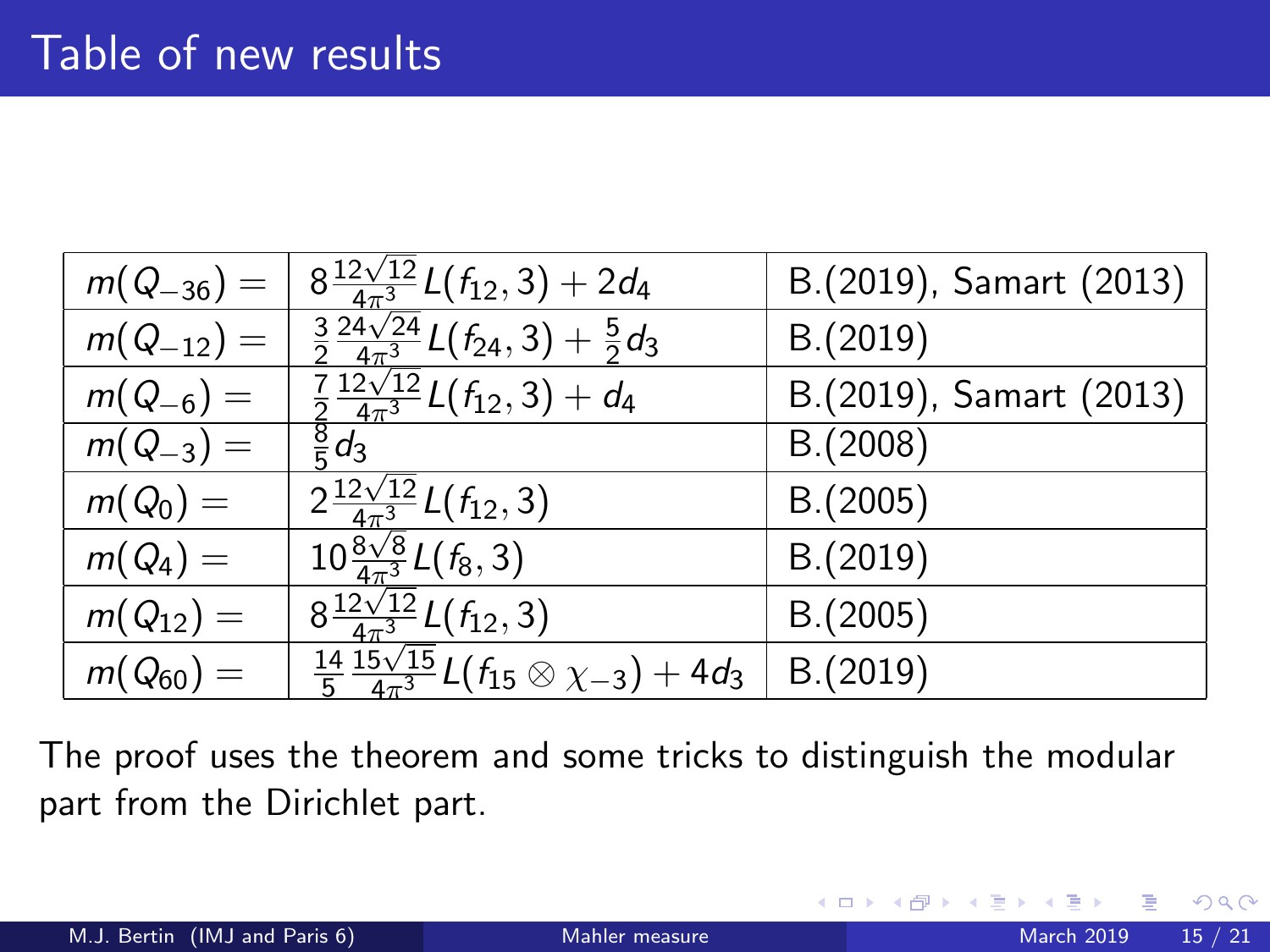# Table of new results

| | | |
|---|---|---|
| $m(Q_{-36}) =$ | $8\frac{12\sqrt{12}}{4\pi^3}L(f_{12},3) + 2d_4$ | B.(2019), Samart (2013) |
| $m(Q_{-12}) =$ | $\frac{3}{2}\frac{24\sqrt{24}}{4\pi^3}L(f_{24},3) + \frac{5}{2}d_3$ | B.(2019) |
| $m(Q_{-6}) =$ | $\frac{7}{2}\frac{12\sqrt{12}}{4\pi^3}L(f_{12},3) + d_4$ | B.(2019), Samart (2013) |
| $m(Q_{-3}) =$ | $\frac{8}{5}d_3$ | B.(2008) |
| $m(Q_0) =$ | $2\frac{12\sqrt{12}}{4\pi^3}L(f_{12},3)$ | B.(2005) |
| $m(Q_4) =$ | $10\frac{8\sqrt{8}}{4\pi^3}L(f_8,3)$ | B.(2019) |
| $m(Q_{12}) =$ | $8\frac{12\sqrt{12}}{4\pi^3}L(f_{12},3)$ | B.(2005) |
| $m(Q_{60}) =$ | $\frac{14}{5}\frac{15\sqrt{15}}{4\pi^3}L(f_{15}\otimes\chi_{-3}) + 4d_3$ | B.(2019) |

The proof uses the theorem and some tricks to distinguish the modular part from the Dirichlet part.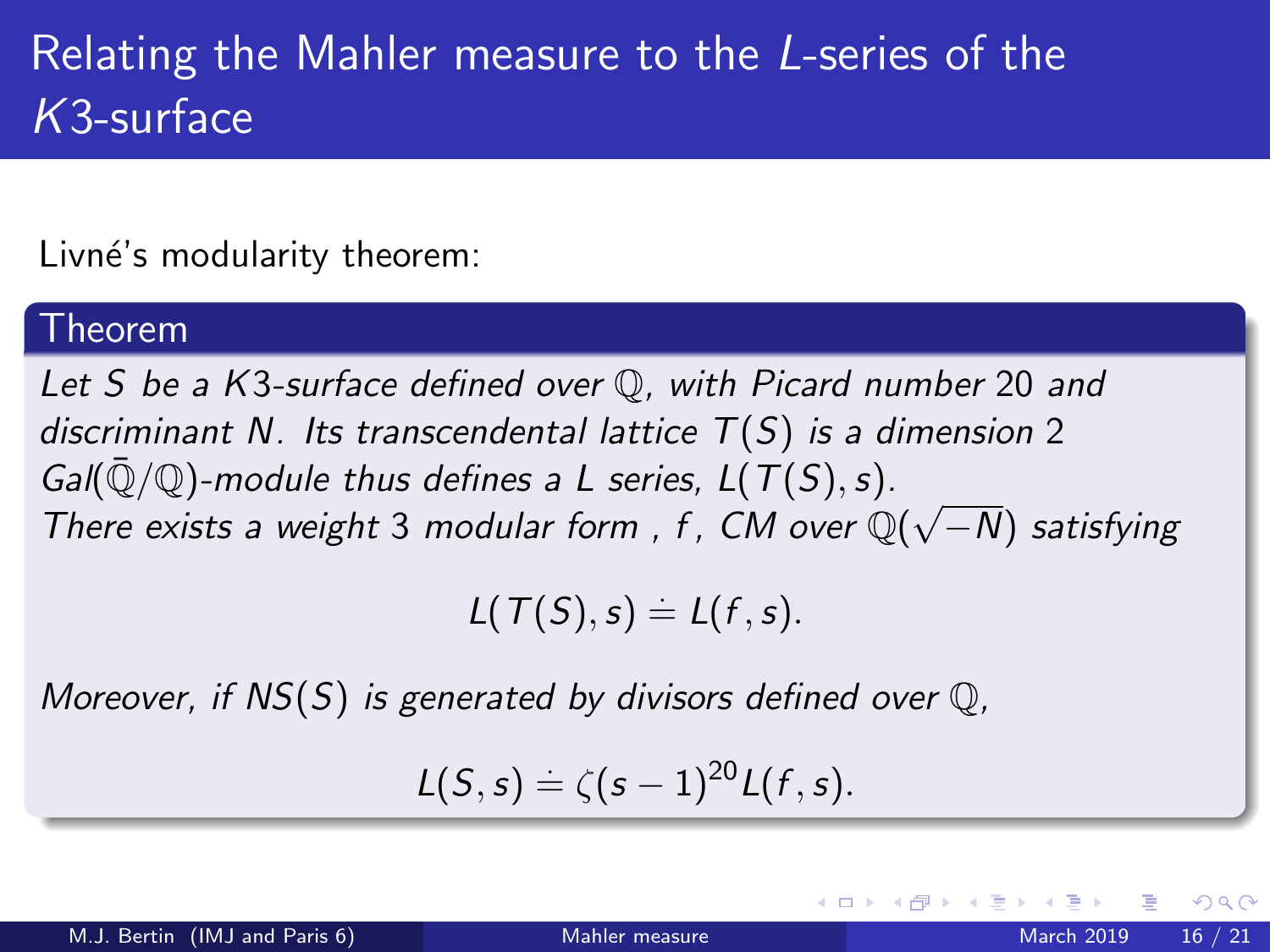# Relating the Mahler measure to the $L$-series of the $K3$-surface

Livné's modulity theorem:

**Theorem**

*Let $S$ be a $K3$-surface defined over $\mathbb{Q}$, with Picard number $20$ and discriminant $N$. Its transcendental lattice $T(S)$ is a dimension $2$ $Gal(\bar{\mathbb{Q}}/\mathbb{Q})$-module thus defines a $L$ series, $L(T(S), s)$.*
*There exists a weight $3$ modular form , $f$, CM over $\mathbb{Q}(\sqrt{-N})$ satisfying*

$$L(T(S), s) \doteq L(f, s).$$

*Moreover, if $NS(S)$ is generated by divisors defined over $\mathbb{Q}$,*

$$L(S, s) \doteq \zeta(s-1)^{20} L(f, s).$$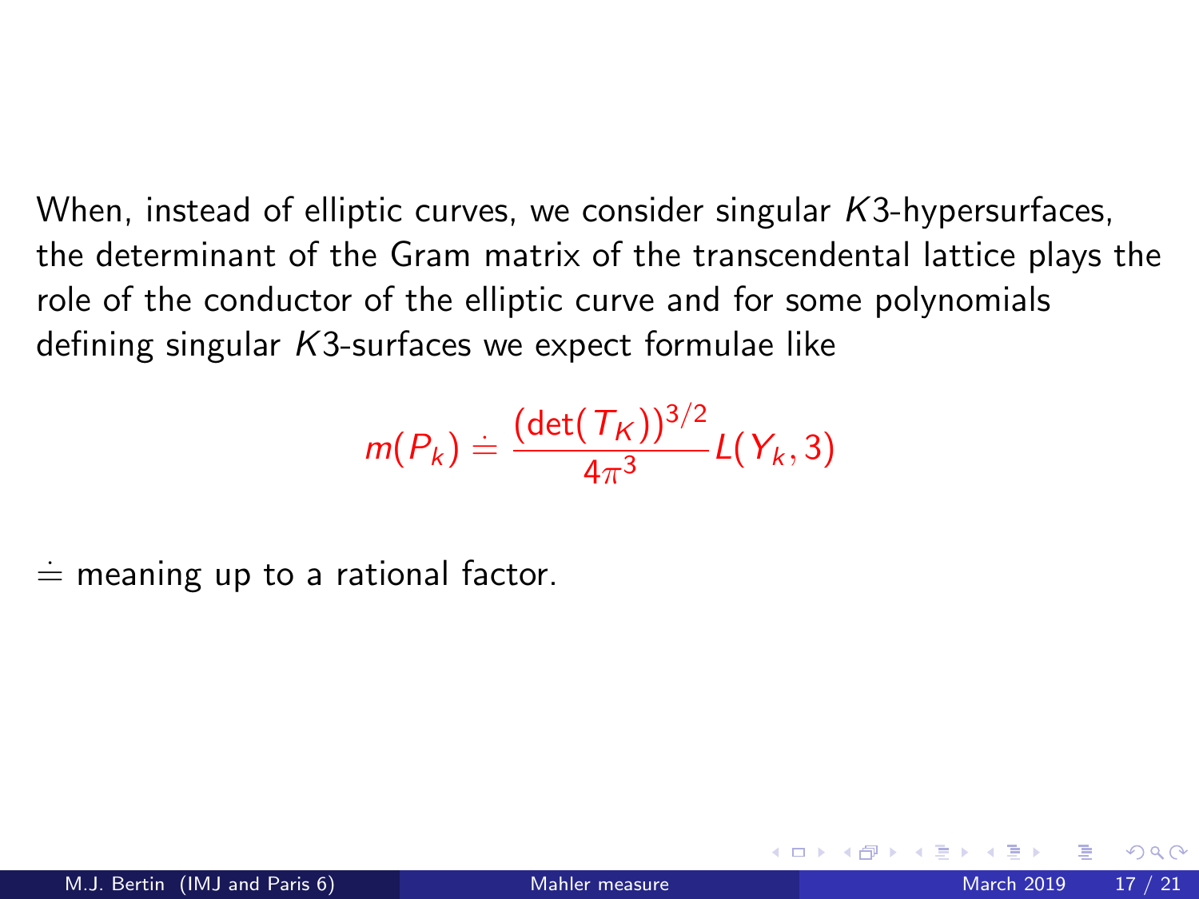When, instead of elliptic curves, we consider singular $K3$-hypersurfaces, the determinant of the Gram matrix of the transcendental lattice plays the role of the conductor of the elliptic curve and for some polynomials defining singular $K3$-surfaces we expect formulae like

$$m(P_k) \doteq \frac{(\det(T_K))^{3/2}}{4\pi^3} L(Y_k, 3)$$

$\doteq$ meaning up to a rational factor.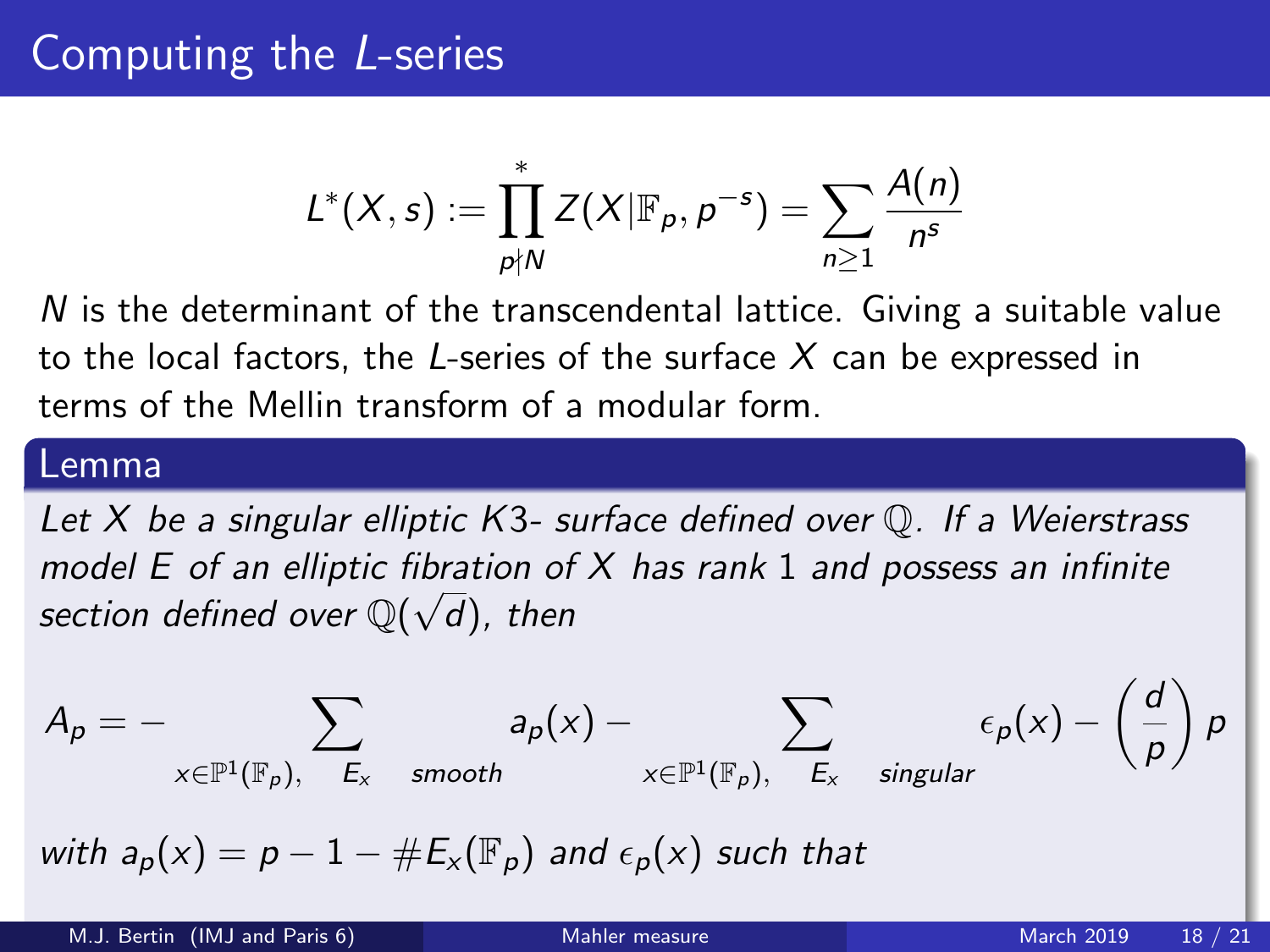# Computing the $L$-series

$$L^*(X,s) := \prod_{p\nmid N}^{*} Z(X|\mathbb{F}_p, p^{-s}) = \sum_{n\geq 1} \frac{A(n)}{n^s}$$

$N$ is the determinant of the transcendental lattice. Giving a suitable value to the local factors, the $L$-series of the surface $X$ can be expressed in terms of the Mellin transform of a modular form.

## Lemma

*Let $X$ be a singular elliptic K3- surface defined over $\mathbb{Q}$. If a Weierstrass model $E$ of an elliptic fibration of $X$ has rank 1 and possess an infinite section defined over $\mathbb{Q}(\sqrt{d})$, then*

$$A_p = -\sum_{x\in\mathbb{P}^1(\mathbb{F}_p),\quad E_x \quad smooth} a_p(x) - \sum_{x\in\mathbb{P}^1(\mathbb{F}_p),\quad E_x \quad singular} \epsilon_p(x) - \left(\frac{d}{p}\right) p$$

*with $a_p(x) = p - 1 - \#E_x(\mathbb{F}_p)$ and $\epsilon_p(x)$ such that*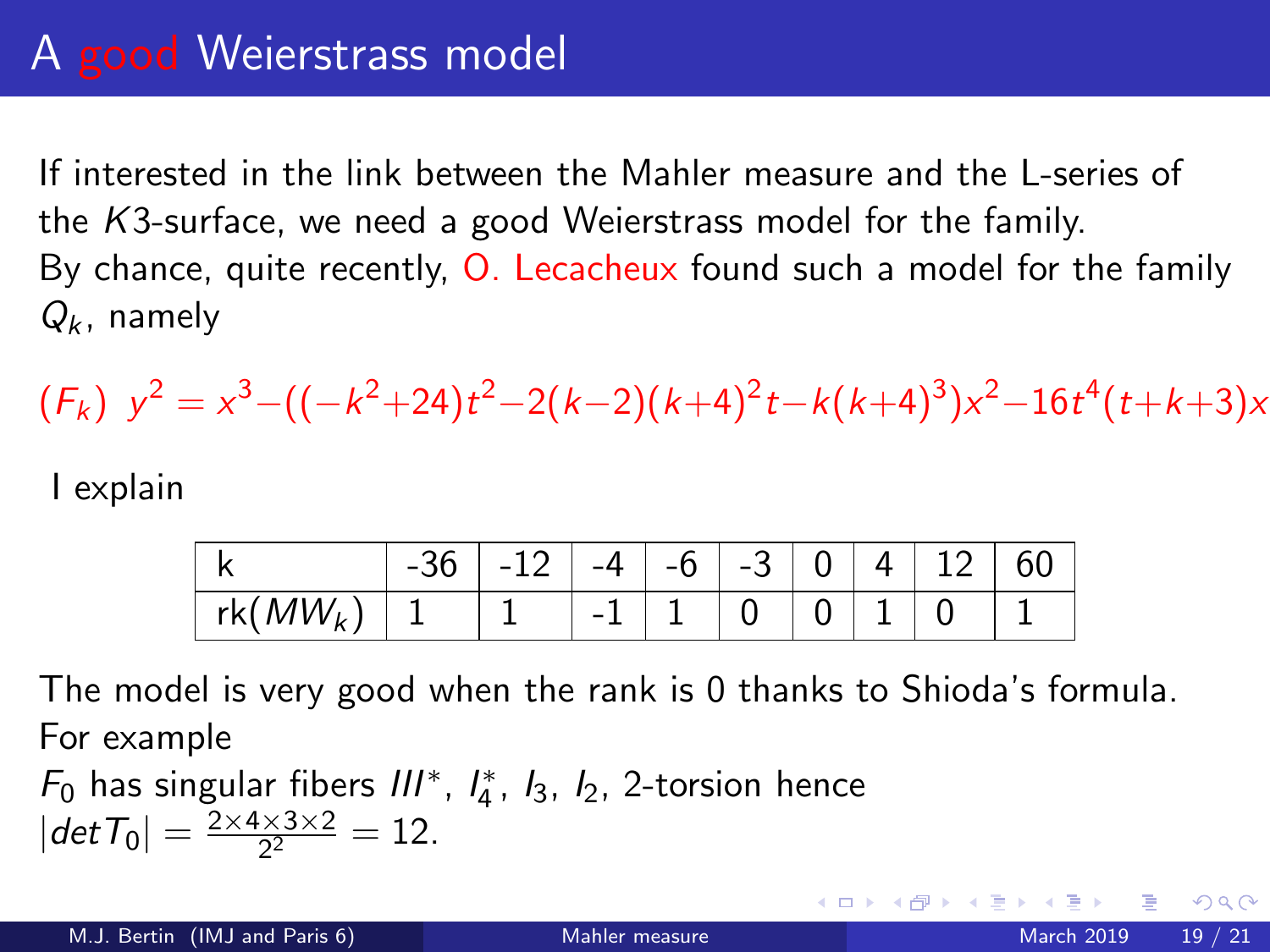# A good Weierstrass model

If interested in the link between the Mahler measure and the L-series of the $K3$-surface, we need a good Weierstrass model for the family.
By chance, quite recently, O. Lecacheux found such a model for the family $Q_k$, namely

$$(F_k)\ \ y^2 = x^3 - ((-k^2+24)t^2 - 2(k-2)(k+4)^2 t - k(k+4)^3)x^2 - 16t^4(t+k+3)x$$

I explain

| k | -36 | -12 | -4 | -6 | -3 | 0 | 4 | 12 | 60 |
|---|---|---|---|---|---|---|---|---|---|
| $\mathrm{rk}(MW_k)$ | 1 | 1 | -1 | 1 | 0 | 0 | 1 | 0 | 1 |

The model is very good when the rank is 0 thanks to Shioda's formula.
For example
$F_0$ has singular fibers $III^*$, $I_4^*$, $I_3$, $I_2$, 2-torsion hence
$|det T_0| = \frac{2\times 4\times 3\times 2}{2^2} = 12.$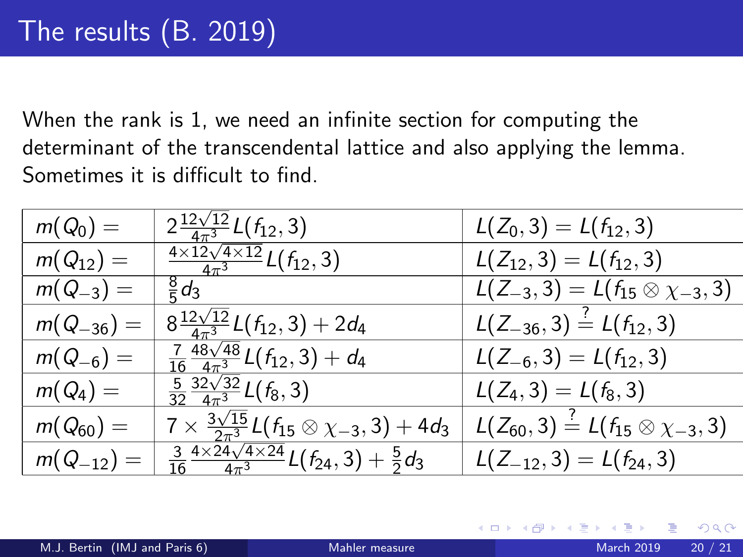# The results (B. 2019)

When the rank is 1, we need an infinite section for computing the determinant of the transcendental lattice and also applying the lemma. Sometimes it is difficult to find.

| | | |
|---|---|---|
| $m(Q_0) =$ | $2\frac{12\sqrt{12}}{4\pi^3}L(f_{12},3)$ | $L(Z_0,3) = L(f_{12},3)$ |
| $m(Q_{12}) =$ | $\frac{4\times 12\sqrt{4\times 12}}{4\pi^3}L(f_{12},3)$ | $L(Z_{12},3) = L(f_{12},3)$ |
| $m(Q_{-3}) =$ | $\frac{8}{5}d_3$ | $L(Z_{-3},3) = L(f_{15}\otimes\chi_{-3},3)$ |
| $m(Q_{-36}) =$ | $8\frac{12\sqrt{12}}{4\pi^3}L(f_{12},3) + 2d_4$ | $L(Z_{-36},3) \stackrel{?}{=} L(f_{12},3)$ |
| $m(Q_{-6}) =$ | $\frac{7}{16}\frac{48\sqrt{48}}{4\pi^3}L(f_{12},3) + d_4$ | $L(Z_{-6},3) = L(f_{12},3)$ |
| $m(Q_4) =$ | $\frac{5}{32}\frac{32\sqrt{32}}{4\pi^3}L(f_8,3)$ | $L(Z_4,3) = L(f_8,3)$ |
| $m(Q_{60}) =$ | $7\times\frac{3\sqrt{15}}{2\pi^3}L(f_{15}\otimes\chi_{-3},3) + 4d_3$ | $L(Z_{60},3) \stackrel{?}{=} L(f_{15}\otimes\chi_{-3},3)$ |
| $m(Q_{-12}) =$ | $\frac{3}{16}\frac{4\times 24\sqrt{4\times 24}}{4\pi^3}L(f_{24},3) + \frac{5}{2}d_3$ | $L(Z_{-12},3) = L(f_{24},3)$ |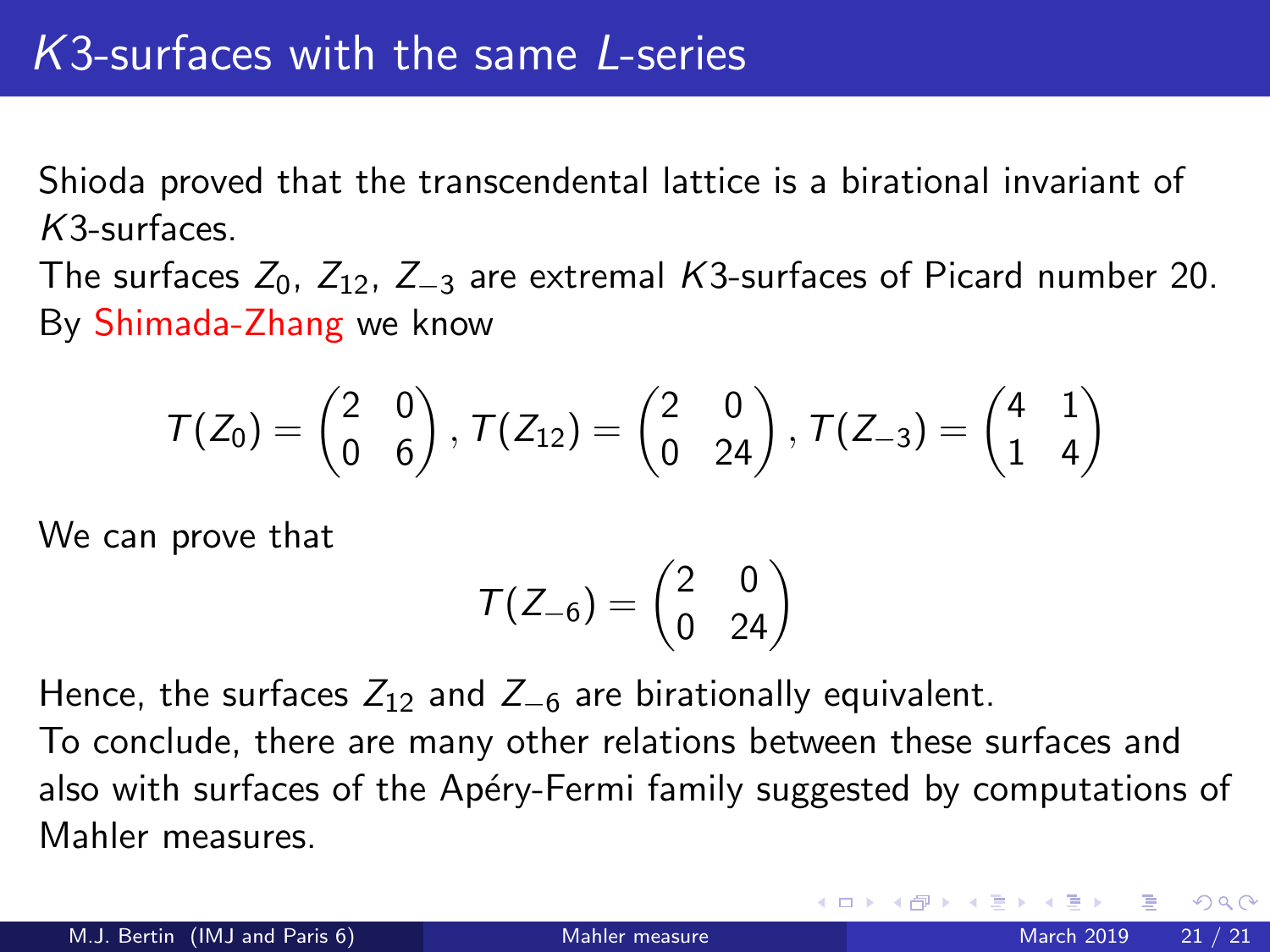# $K3$-surfaces with the same $L$-series

Shioda proved that the transcendental lattice is a birational invariant of $K3$-surfaces.

The surfaces $Z_0$, $Z_{12}$, $Z_{-3}$ are extremal $K3$-surfaces of Picard number 20. By Shimada-Zhang we know

$$T(Z_0) = \begin{pmatrix} 2 & 0 \\ 0 & 6 \end{pmatrix}, T(Z_{12}) = \begin{pmatrix} 2 & 0 \\ 0 & 24 \end{pmatrix}, T(Z_{-3}) = \begin{pmatrix} 4 & 1 \\ 1 & 4 \end{pmatrix}$$

We can prove that

$$T(Z_{-6}) = \begin{pmatrix} 2 & 0 \\ 0 & 24 \end{pmatrix}$$

Hence, the surfaces $Z_{12}$ and $Z_{-6}$ are birationally equivalent.

To conclude, there are many other relations between these surfaces and also with surfaces of the Apéry-Fermi family suggested by computations of Mahler measures.